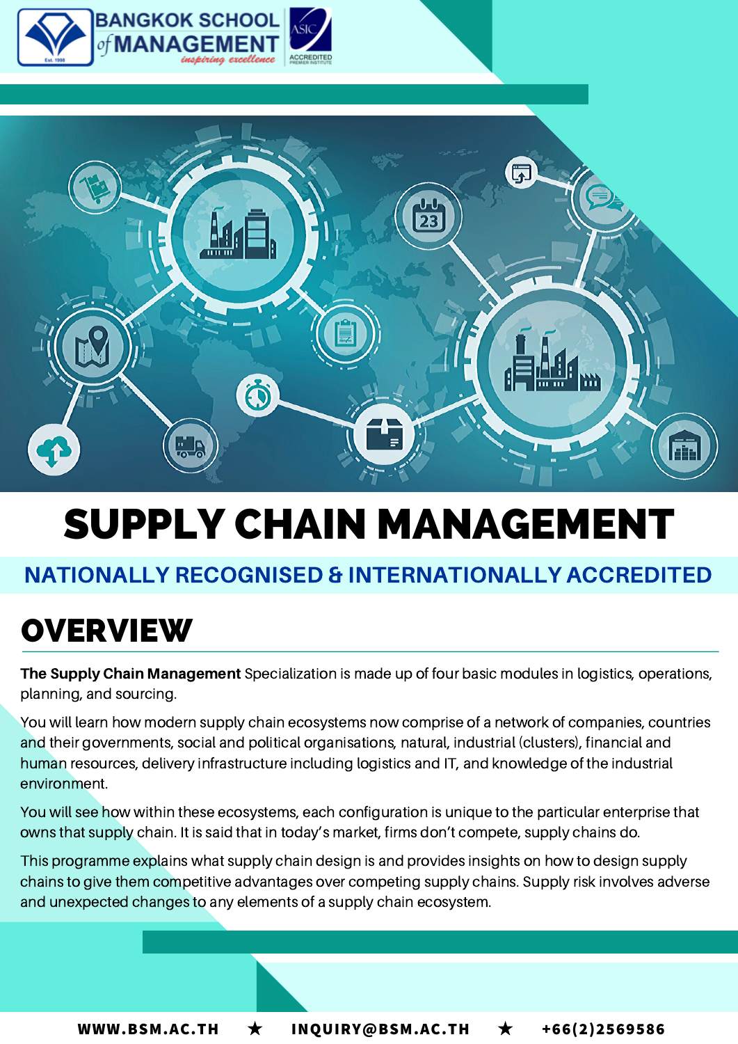BANGKOK SCHOOL of MANAGEMENT

*inspiring excellence*

# SUPPLY CHAIN MANAGEMENT

## NATIONALLY RECOGNISED & INTERNATIONALLY ACCREDITED

## OVERVIEW

**The Supply Chain Management** Specialization is made up of four basic modules in logistics, operations, planning, and sourcing.

You will learn how modern supply chain ecosystems now comprise of a network of companies, countries and their governments, social and political organisations, natural, industrial (clusters), financial and human resources, delivery infrastructure including logistics and IT, and knowledge of the industrial environment.

You will see how within these ecosystems, each configuration is unique to the particular enterprise that owns that supply chain. It is said that in today's market, firms don't compete, supply chains do.

This programme explains what supply chain design is and provides insights on how to design supply chains to give them competitive advantages over competing supply chains. Supply risk involves adverse and unexpected changes to any elements of a supply chain ecosystem.

WWW.BSM.AC.TH ★ INQUIRY@BSM.AC.TH ★ +66(2)2569586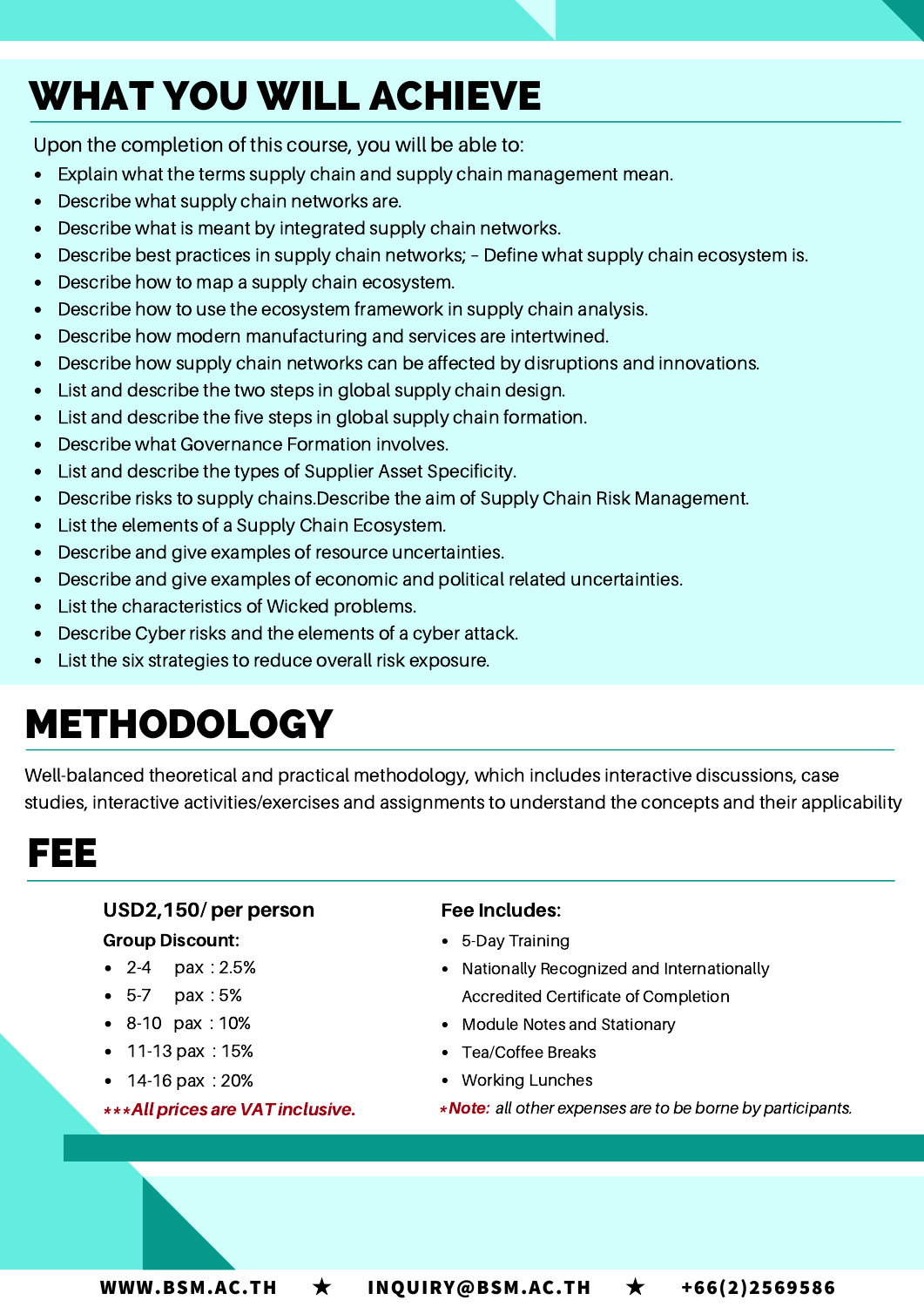# WHAT YOU WILL ACHIEVE

Upon the completion of this course, you will be able to:

- Explain what the terms supply chain and supply chain management mean.
- Describe what supply chain networks are.
- Describe what is meant by integrated supply chain networks.
- Describe best practices in supply chain networks; – Define what supply chain ecosystem is.
- Describe how to map a supply chain ecosystem.
- Describe how to use the ecosystem framework in supply chain analysis.
- Describe how modern manufacturing and services are intertwined.
- Describe how supply chain networks can be affected by disruptions and innovations.
- List and describe the two steps in global supply chain design.
- List and describe the five steps in global supply chain formation.
- Describe what Governance Formation involves.
- List and describe the types of Supplier Asset Specificity.
- Describe risks to supply chains.Describe the aim of Supply Chain Risk Management.
- List the elements of a Supply Chain Ecosystem.
- Describe and give examples of resource uncertainties.
- Describe and give examples of economic and political related uncertainties.
- List the characteristics of Wicked problems.
- Describe Cyber risks and the elements of a cyber attack.
- List the six strategies to reduce overall risk exposure.

# METHODOLOGY

Well-balanced theoretical and practical methodology, which includes interactive discussions, case studies, interactive activities/exercises and assignments to understand the concepts and their applicability

# FEE

**USD2,150/ per person**

**Group Discount:**

- 2-4 pax : 2.5%
- 5-7 pax : 5%
- 8-10 pax : 10%
- 11-13 pax : 15%
- 14-16 pax : 20%

***\*\*\*All prices are VAT inclusive.***

**Fee Includes:**

- 5-Day Training
- Nationally Recognized and Internationally Accredited Certificate of Completion
- Module Notes and Stationary
- Tea/Coffee Breaks
- Working Lunches

*\*Note: all other expenses are to be borne by participants.*

WWW.BSM.AC.TH ★ INQUIRY@BSM.AC.TH ★ +66(2)2569586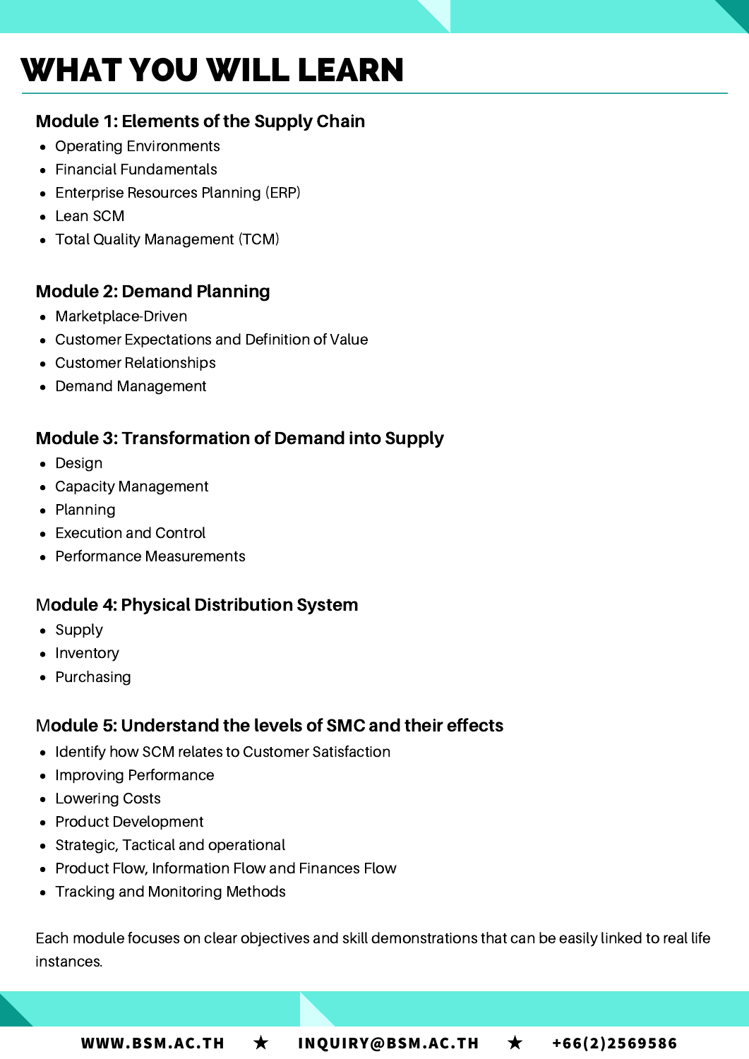# WHAT YOU WILL LEARN

### Module 1: Elements of the Supply Chain

- Operating Environments
- Financial Fundamentals
- Enterprise Resources Planning (ERP)
- Lean SCM
- Total Quality Management (TCM)

### Module 2: Demand Planning

- Marketplace-Driven
- Customer Expectations and Definition of Value
- Customer Relationships
- Demand Management

### Module 3: Transformation of Demand into Supply

- Design
- Capacity Management
- Planning
- Execution and Control
- Performance Measurements

### Module 4: Physical Distribution System

- Supply
- Inventory
- Purchasing

### Module 5: Understand the levels of SMC and their effects

- Identify how SCM relates to Customer Satisfaction
- Improving Performance
- Lowering Costs
- Product Development
- Strategic, Tactical and operational
- Product Flow, Information Flow and Finances Flow
- Tracking and Monitoring Methods

Each module focuses on clear objectives and skill demonstrations that can be easily linked to real life instances.

WWW.BSM.AC.TH ★ INQUIRY@BSM.AC.TH ★ +66(2)2569586